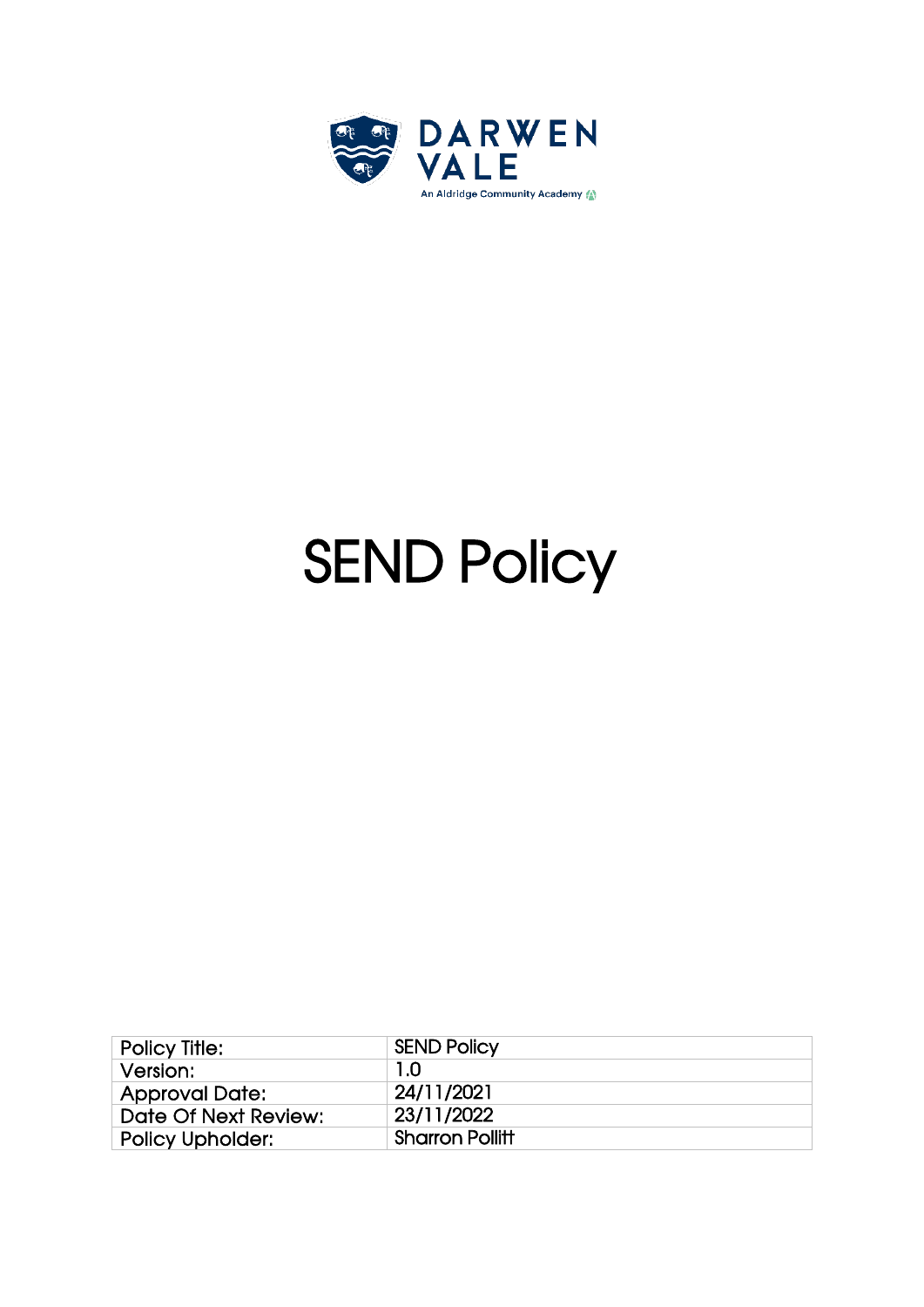DARWEN VALE

An Aldridge Community Academy

# SEND Policy

| Policy Title: | SEND Policy |
| --- | --- |
| Version: | 1.0 |
| Approval Date: | 24/11/2021 |
| Date Of Next Review: | 23/11/2022 |
| Policy Upholder: | Sharron Pollitt |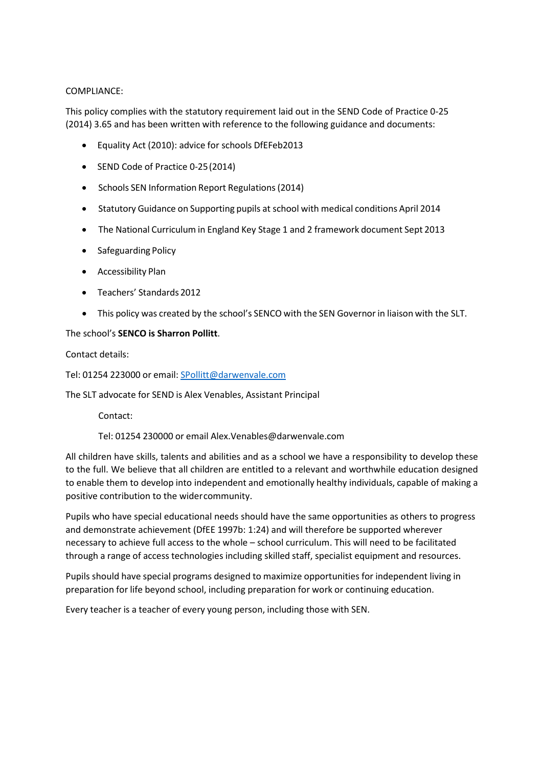COMPLIANCE:

This policy complies with the statutory requirement laid out in the SEND Code of Practice 0-25 (2014) 3.65 and has been written with reference to the following guidance and documents:

- Equality Act (2010): advice for schools DfEFeb2013
- SEND Code of Practice 0-25 (2014)
- Schools SEN Information Report Regulations (2014)
- Statutory Guidance on Supporting pupils at school with medical conditions April 2014
- The National Curriculum in England Key Stage 1 and 2 framework document Sept 2013
- Safeguarding Policy
- Accessibility Plan
- Teachers' Standards 2012
- This policy was created by the school's SENCO with the SEN Governor in liaison with the SLT.

The school's **SENCO is Sharron Pollitt**.

Contact details:

Tel: 01254 223000 or email: SPollitt@darwenvale.com

The SLT advocate for SEND is Alex Venables, Assistant Principal

Contact:

Tel: 01254 230000 or email Alex.Venables@darwenvale.com

All children have skills, talents and abilities and as a school we have a responsibility to develop these to the full. We believe that all children are entitled to a relevant and worthwhile education designed to enable them to develop into independent and emotionally healthy individuals, capable of making a positive contribution to the wider community.

Pupils who have special educational needs should have the same opportunities as others to progress and demonstrate achievement (DfEE 1997b: 1:24) and will therefore be supported wherever necessary to achieve full access to the whole – school curriculum. This will need to be facilitated through a range of access technologies including skilled staff, specialist equipment and resources.

Pupils should have special programs designed to maximize opportunities for independent living in preparation for life beyond school, including preparation for work or continuing education.

Every teacher is a teacher of every young person, including those with SEN.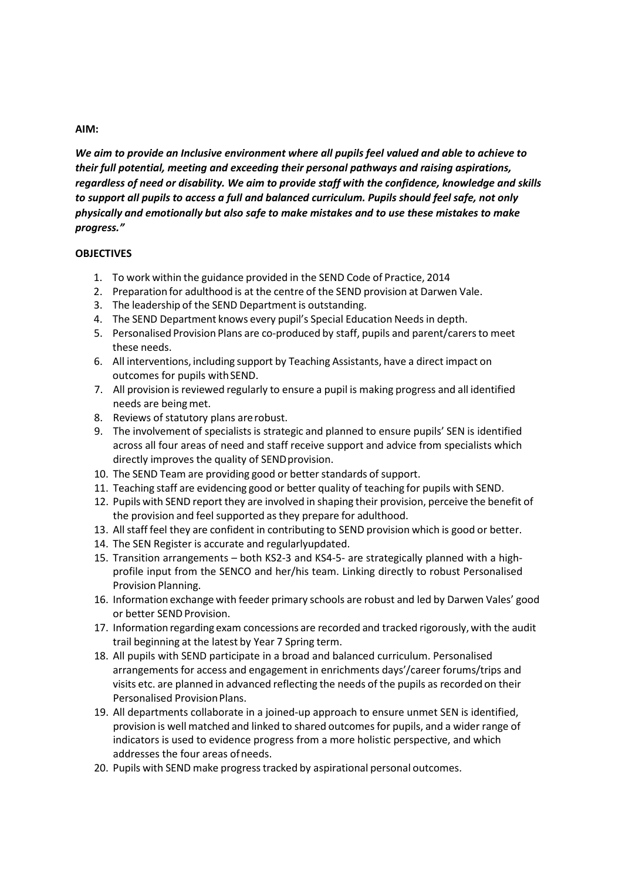**AIM:**

***We aim to provide an Inclusive environment where all pupils feel valued and able to achieve to their full potential, meeting and exceeding their personal pathways and raising aspirations, regardless of need or disability. We aim to provide staff with the confidence, knowledge and skills to support all pupils to access a full and balanced curriculum. Pupils should feel safe, not only physically and emotionally but also safe to make mistakes and to use these mistakes to make progress."***

**OBJECTIVES**

1. To work within the guidance provided in the SEND Code of Practice, 2014
2. Preparation for adulthood is at the centre of the SEND provision at Darwen Vale.
3. The leadership of the SEND Department is outstanding.
4. The SEND Department knows every pupil's Special Education Needs in depth.
5. Personalised Provision Plans are co-produced by staff, pupils and parent/carers to meet these needs.
6. All interventions, including support by Teaching Assistants, have a direct impact on outcomes for pupils with SEND.
7. All provision is reviewed regularly to ensure a pupil is making progress and all identified needs are being met.
8. Reviews of statutory plans are robust.
9. The involvement of specialists is strategic and planned to ensure pupils' SEN is identified across all four areas of need and staff receive support and advice from specialists which directly improves the quality of SEND provision.
10. The SEND Team are providing good or better standards of support.
11. Teaching staff are evidencing good or better quality of teaching for pupils with SEND.
12. Pupils with SEND report they are involved in shaping their provision, perceive the benefit of the provision and feel supported as they prepare for adulthood.
13. All staff feel they are confident in contributing to SEND provision which is good or better.
14. The SEN Register is accurate and regularlyupdated.
15. Transition arrangements – both KS2-3 and KS4-5- are strategically planned with a high-profile input from the SENCO and her/his team. Linking directly to robust Personalised Provision Planning.
16. Information exchange with feeder primary schools are robust and led by Darwen Vales' good or better SEND Provision.
17. Information regarding exam concessions are recorded and tracked rigorously, with the audit trail beginning at the latest by Year 7 Spring term.
18. All pupils with SEND participate in a broad and balanced curriculum. Personalised arrangements for access and engagement in enrichments days'/career forums/trips and visits etc. are planned in advanced reflecting the needs of the pupils as recorded on their Personalised Provision Plans.
19. All departments collaborate in a joined-up approach to ensure unmet SEN is identified, provision is well matched and linked to shared outcomes for pupils, and a wider range of indicators is used to evidence progress from a more holistic perspective, and which addresses the four areas of needs.
20. Pupils with SEND make progress tracked by aspirational personal outcomes.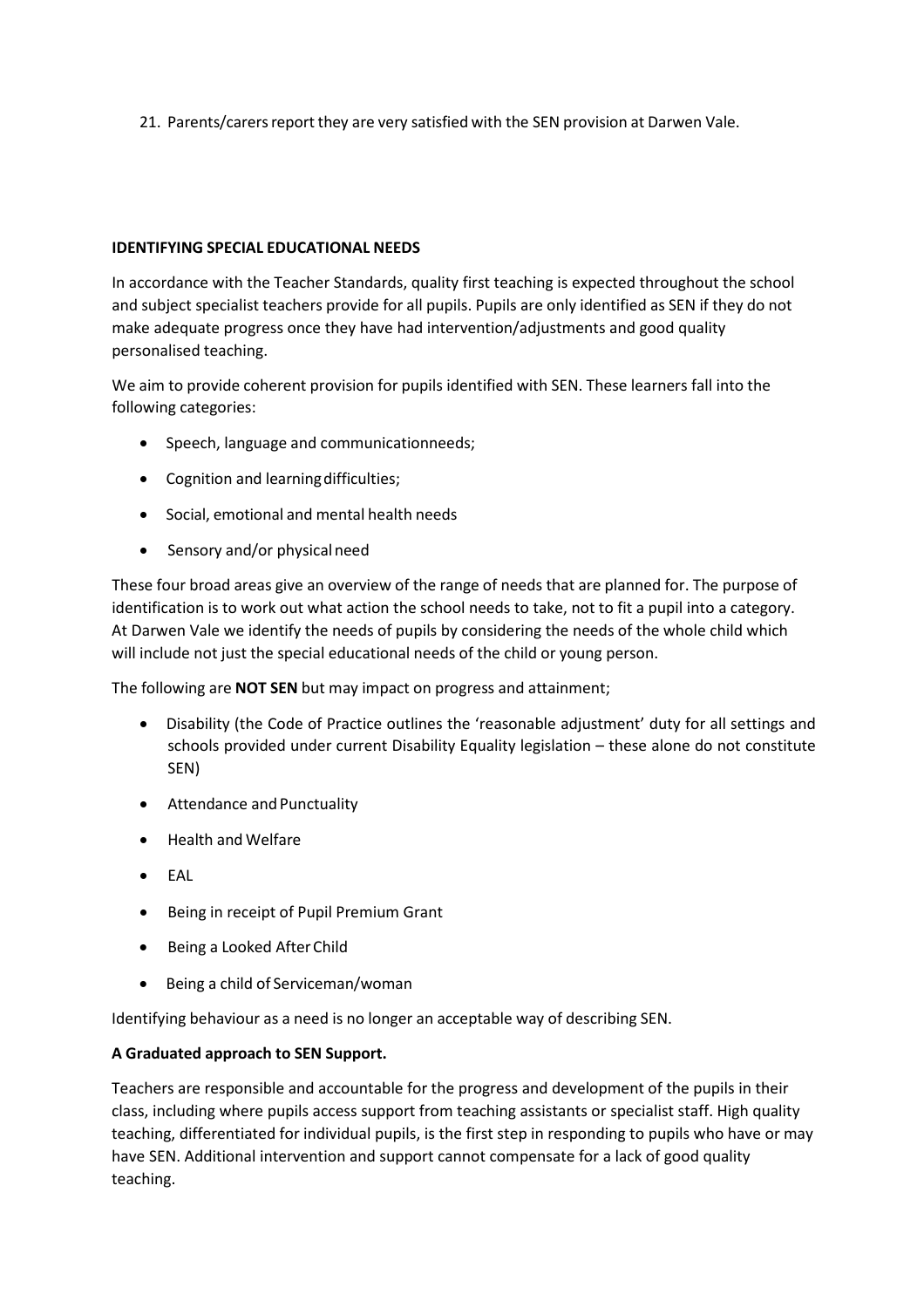21. Parents/carers report they are very satisfied with the SEN provision at Darwen Vale.

**IDENTIFYING SPECIAL EDUCATIONAL NEEDS**

In accordance with the Teacher Standards, quality first teaching is expected throughout the school and subject specialist teachers provide for all pupils. Pupils are only identified as SEN if they do not make adequate progress once they have had intervention/adjustments and good quality personalised teaching.

We aim to provide coherent provision for pupils identified with SEN. These learners fall into the following categories:

- Speech, language and communication needs;
- Cognition and learning difficulties;
- Social, emotional and mental health needs
- Sensory and/or physical need

These four broad areas give an overview of the range of needs that are planned for. The purpose of identification is to work out what action the school needs to take, not to fit a pupil into a category. At Darwen Vale we identify the needs of pupils by considering the needs of the whole child which will include not just the special educational needs of the child or young person.

The following are **NOT SEN** but may impact on progress and attainment;

- Disability (the Code of Practice outlines the 'reasonable adjustment' duty for all settings and schools provided under current Disability Equality legislation – these alone do not constitute SEN)
- Attendance and Punctuality
- Health and Welfare
- EAL
- Being in receipt of Pupil Premium Grant
- Being a Looked After Child
- Being a child of Serviceman/woman

Identifying behaviour as a need is no longer an acceptable way of describing SEN.

**A Graduated approach to SEN Support.**

Teachers are responsible and accountable for the progress and development of the pupils in their class, including where pupils access support from teaching assistants or specialist staff. High quality teaching, differentiated for individual pupils, is the first step in responding to pupils who have or may have SEN. Additional intervention and support cannot compensate for a lack of good quality teaching.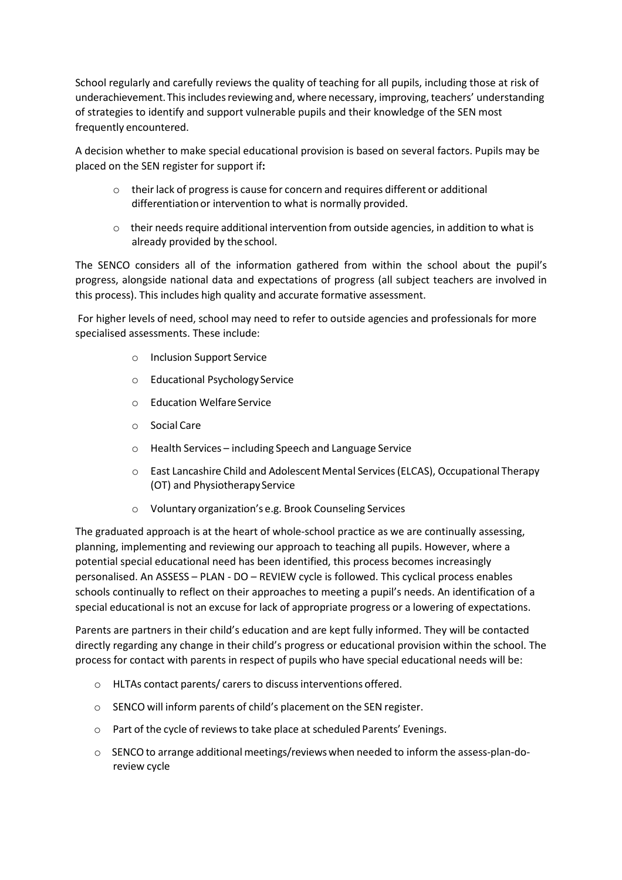School regularly and carefully reviews the quality of teaching for all pupils, including those at risk of underachievement. This includes reviewing and, where necessary, improving, teachers' understanding of strategies to identify and support vulnerable pupils and their knowledge of the SEN most frequently encountered.

A decision whether to make special educational provision is based on several factors. Pupils may be placed on the SEN register for support if**:**

- their lack of progress is cause for concern and requires different or additional differentiation or intervention to what is normally provided.
- their needs require additional intervention from outside agencies, in addition to what is already provided by the school.

The SENCO considers all of the information gathered from within the school about the pupil's progress, alongside national data and expectations of progress (all subject teachers are involved in this process). This includes high quality and accurate formative assessment.

For higher levels of need, school may need to refer to outside agencies and professionals for more specialised assessments. These include:

- Inclusion Support Service
- Educational Psychology Service
- Education Welfare Service
- Social Care
- Health Services – including Speech and Language Service
- East Lancashire Child and Adolescent Mental Services (ELCAS), Occupational Therapy (OT) and Physiotherapy Service
- Voluntary organization's e.g. Brook Counseling Services

The graduated approach is at the heart of whole-school practice as we are continually assessing, planning, implementing and reviewing our approach to teaching all pupils. However, where a potential special educational need has been identified, this process becomes increasingly personalised. An ASSESS – PLAN - DO – REVIEW cycle is followed. This cyclical process enables schools continually to reflect on their approaches to meeting a pupil's needs. An identification of a special educational is not an excuse for lack of appropriate progress or a lowering of expectations.

Parents are partners in their child's education and are kept fully informed. They will be contacted directly regarding any change in their child's progress or educational provision within the school. The process for contact with parents in respect of pupils who have special educational needs will be:

- HLTAs contact parents/ carers to discuss interventions offered.
- SENCO will inform parents of child's placement on the SEN register.
- Part of the cycle of reviews to take place at scheduled Parents' Evenings.
- SENCO to arrange additional meetings/reviews when needed to inform the assess-plan-do-review cycle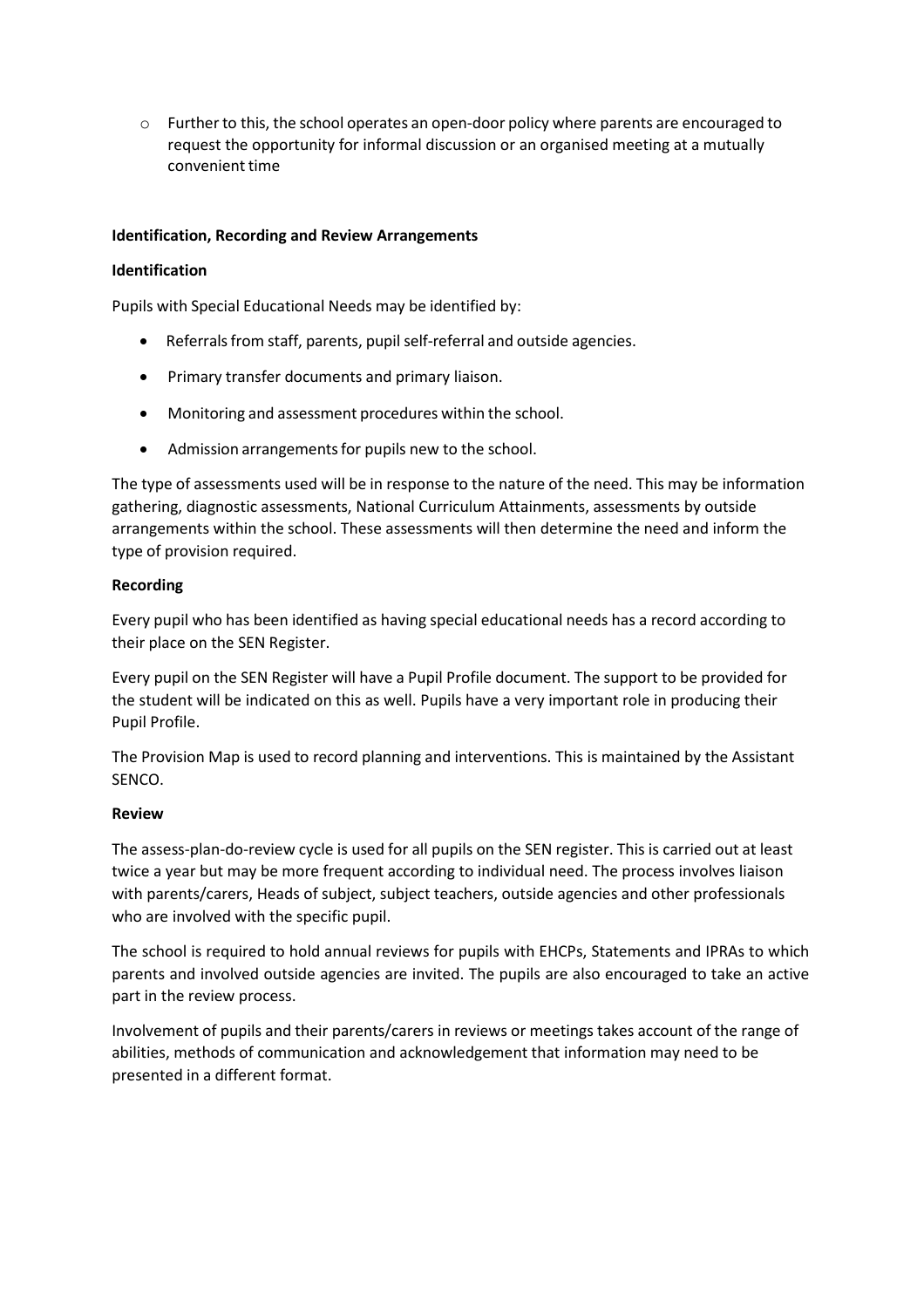- Further to this, the school operates an open-door policy where parents are encouraged to request the opportunity for informal discussion or an organised meeting at a mutually convenient time

**Identification, Recording and Review Arrangements**

**Identification**

Pupils with Special Educational Needs may be identified by:

- Referrals from staff, parents, pupil self-referral and outside agencies.
- Primary transfer documents and primary liaison.
- Monitoring and assessment procedures within the school.
- Admission arrangements for pupils new to the school.

The type of assessments used will be in response to the nature of the need. This may be information gathering, diagnostic assessments, National Curriculum Attainments, assessments by outside arrangements within the school. These assessments will then determine the need and inform the type of provision required.

**Recording**

Every pupil who has been identified as having special educational needs has a record according to their place on the SEN Register.

Every pupil on the SEN Register will have a Pupil Profile document. The support to be provided for the student will be indicated on this as well. Pupils have a very important role in producing their Pupil Profile.

The Provision Map is used to record planning and interventions. This is maintained by the Assistant SENCO.

**Review**

The assess-plan-do-review cycle is used for all pupils on the SEN register. This is carried out at least twice a year but may be more frequent according to individual need. The process involves liaison with parents/carers, Heads of subject, subject teachers, outside agencies and other professionals who are involved with the specific pupil.

The school is required to hold annual reviews for pupils with EHCPs, Statements and IPRAs to which parents and involved outside agencies are invited. The pupils are also encouraged to take an active part in the review process.

Involvement of pupils and their parents/carers in reviews or meetings takes account of the range of abilities, methods of communication and acknowledgement that information may need to be presented in a different format.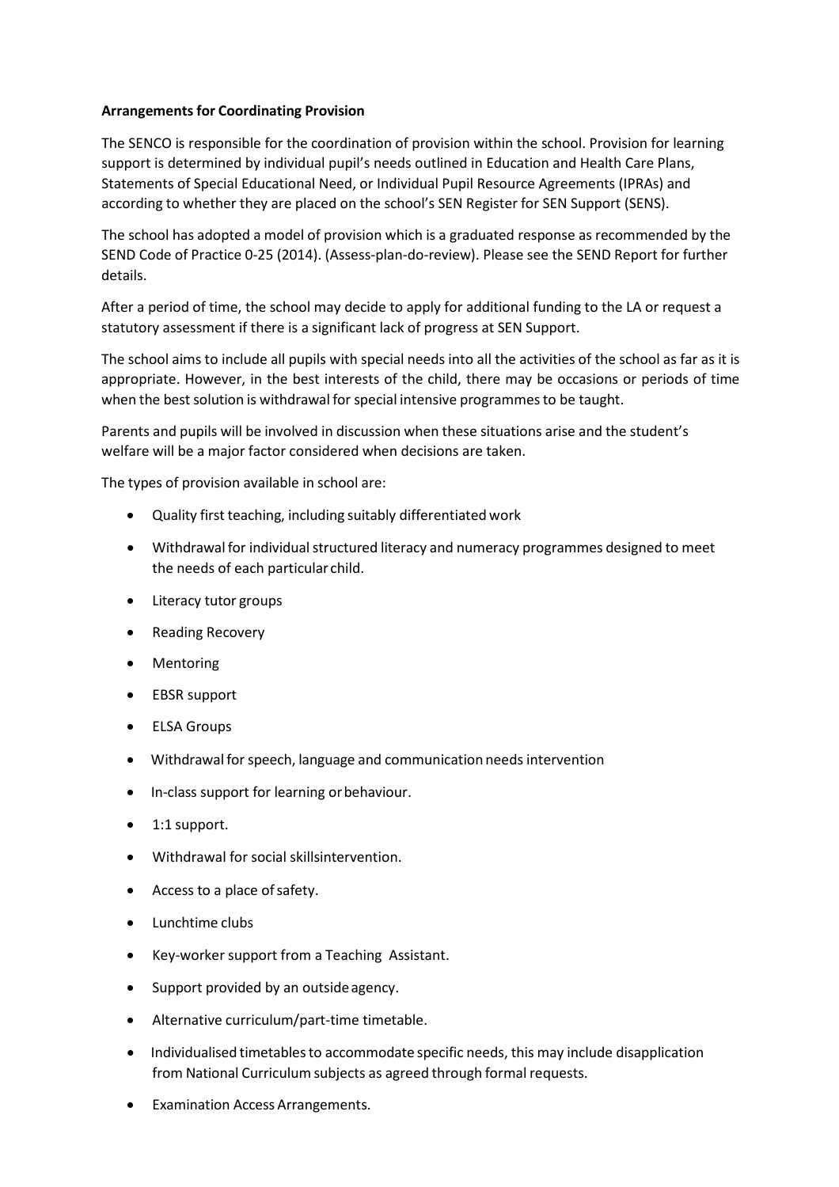**Arrangements for Coordinating Provision**

The SENCO is responsible for the coordination of provision within the school. Provision for learning support is determined by individual pupil's needs outlined in Education and Health Care Plans, Statements of Special Educational Need, or Individual Pupil Resource Agreements (IPRAs) and according to whether they are placed on the school's SEN Register for SEN Support (SENS).

The school has adopted a model of provision which is a graduated response as recommended by the SEND Code of Practice 0-25 (2014). (Assess-plan-do-review). Please see the SEND Report for further details.

After a period of time, the school may decide to apply for additional funding to the LA or request a statutory assessment if there is a significant lack of progress at SEN Support.

The school aims to include all pupils with special needs into all the activities of the school as far as it is appropriate. However, in the best interests of the child, there may be occasions or periods of time when the best solution is withdrawal for special intensive programmes to be taught.

Parents and pupils will be involved in discussion when these situations arise and the student's welfare will be a major factor considered when decisions are taken.

The types of provision available in school are:

- Quality first teaching, including suitably differentiated work
- Withdrawal for individual structured literacy and numeracy programmes designed to meet the needs of each particular child.
- Literacy tutor groups
- Reading Recovery
- Mentoring
- EBSR support
- ELSA Groups
- Withdrawal for speech, language and communication needs intervention
- In-class support for learning or behaviour.
- 1:1 support.
- Withdrawal for social skills intervention.
- Access to a place of safety.
- Lunchtime clubs
- Key-worker support from a Teaching Assistant.
- Support provided by an outside agency.
- Alternative curriculum/part-time timetable.
- Individualised timetables to accommodate specific needs, this may include disapplication from National Curriculum subjects as agreed through formal requests.
- Examination Access Arrangements.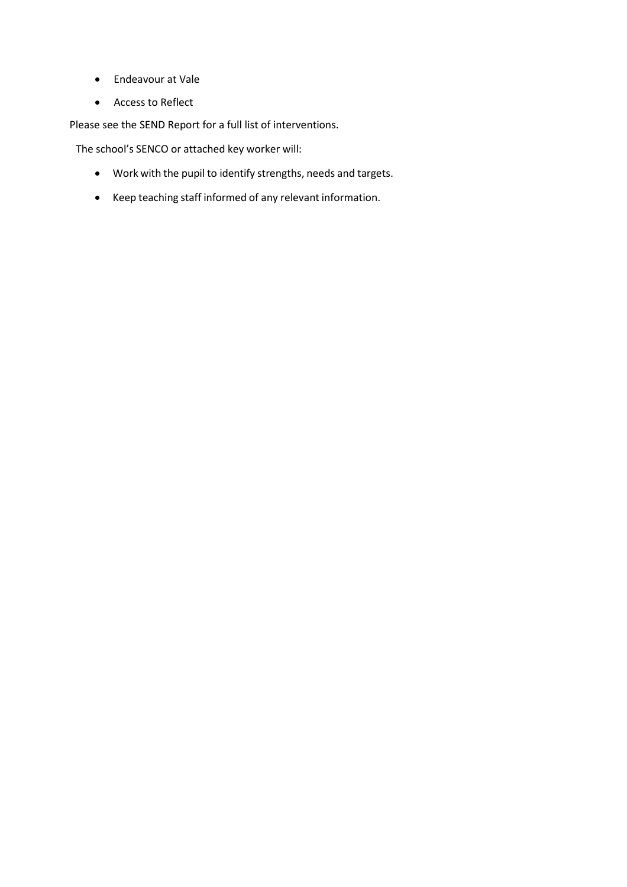- Endeavour at Vale
- Access to Reflect

Please see the SEND Report for a full list of interventions.

The school's SENCO or attached key worker will:

- Work with the pupil to identify strengths, needs and targets.
- Keep teaching staff informed of any relevant information.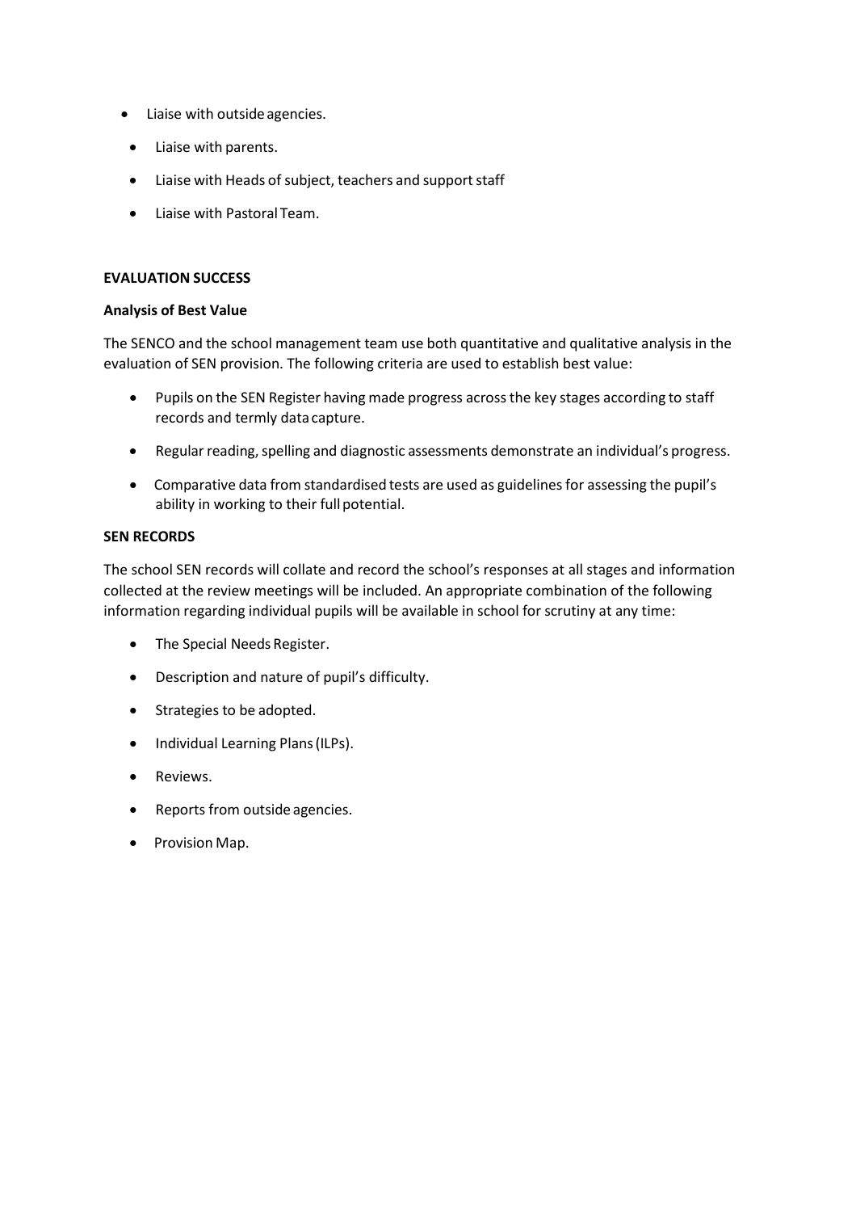- Liaise with outside agencies.
- Liaise with parents.
- Liaise with Heads of subject, teachers and support staff
- Liaise with Pastoral Team.

**EVALUATION SUCCESS**

**Analysis of Best Value**

The SENCO and the school management team use both quantitative and qualitative analysis in the evaluation of SEN provision. The following criteria are used to establish best value:

- Pupils on the SEN Register having made progress across the key stages according to staff records and termly data capture.
- Regular reading, spelling and diagnostic assessments demonstrate an individual's progress.
- Comparative data from standardised tests are used as guidelines for assessing the pupil's ability in working to their full potential.

**SEN RECORDS**

The school SEN records will collate and record the school's responses at all stages and information collected at the review meetings will be included. An appropriate combination of the following information regarding individual pupils will be available in school for scrutiny at any time:

- The Special Needs Register.
- Description and nature of pupil's difficulty.
- Strategies to be adopted.
- Individual Learning Plans (ILPs).
- Reviews.
- Reports from outside agencies.
- Provision Map.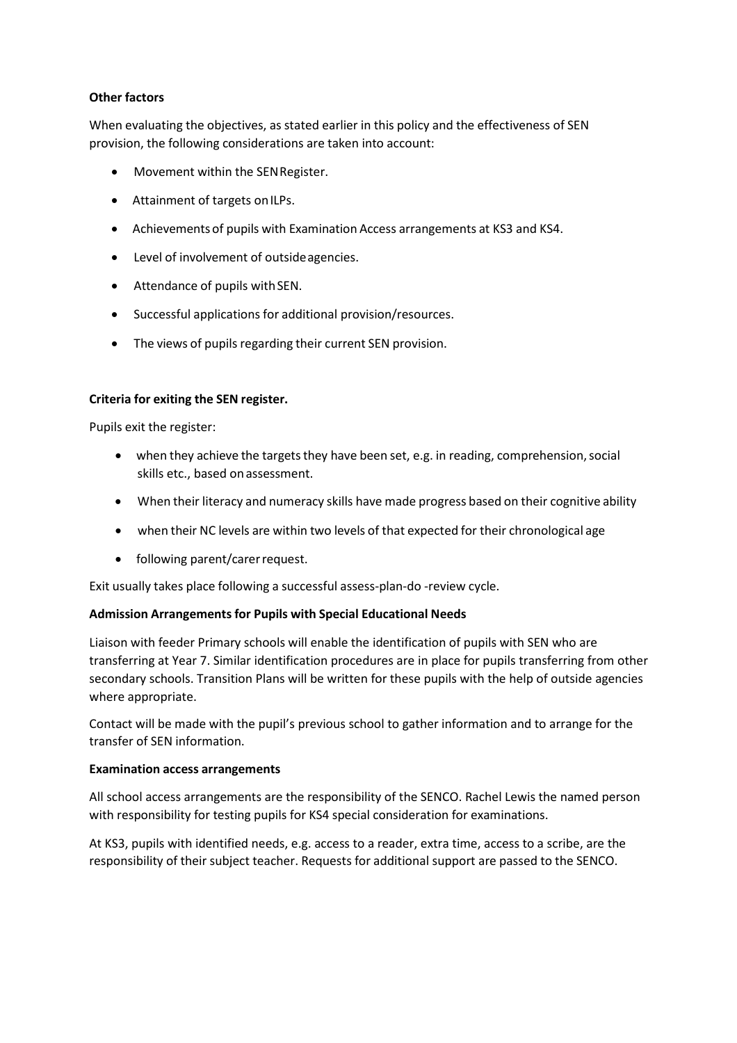**Other factors**

When evaluating the objectives, as stated earlier in this policy and the effectiveness of SEN provision, the following considerations are taken into account:

- Movement within the SEN Register.
- Attainment of targets on ILPs.
- Achievements of pupils with Examination Access arrangements at KS3 and KS4.
- Level of involvement of outside agencies.
- Attendance of pupils with SEN.
- Successful applications for additional provision/resources.
- The views of pupils regarding their current SEN provision.

**Criteria for exiting the SEN register.**

Pupils exit the register:

- when they achieve the targets they have been set, e.g. in reading, comprehension, social skills etc., based on assessment.
- When their literacy and numeracy skills have made progress based on their cognitive ability
- when their NC levels are within two levels of that expected for their chronological age
- following parent/carer request.

Exit usually takes place following a successful assess-plan-do -review cycle.

**Admission Arrangements for Pupils with Special Educational Needs**

Liaison with feeder Primary schools will enable the identification of pupils with SEN who are transferring at Year 7. Similar identification procedures are in place for pupils transferring from other secondary schools. Transition Plans will be written for these pupils with the help of outside agencies where appropriate.

Contact will be made with the pupil's previous school to gather information and to arrange for the transfer of SEN information.

**Examination access arrangements**

All school access arrangements are the responsibility of the SENCO. Rachel Lewis the named person with responsibility for testing pupils for KS4 special consideration for examinations.

At KS3, pupils with identified needs, e.g. access to a reader, extra time, access to a scribe, are the responsibility of their subject teacher. Requests for additional support are passed to the SENCO.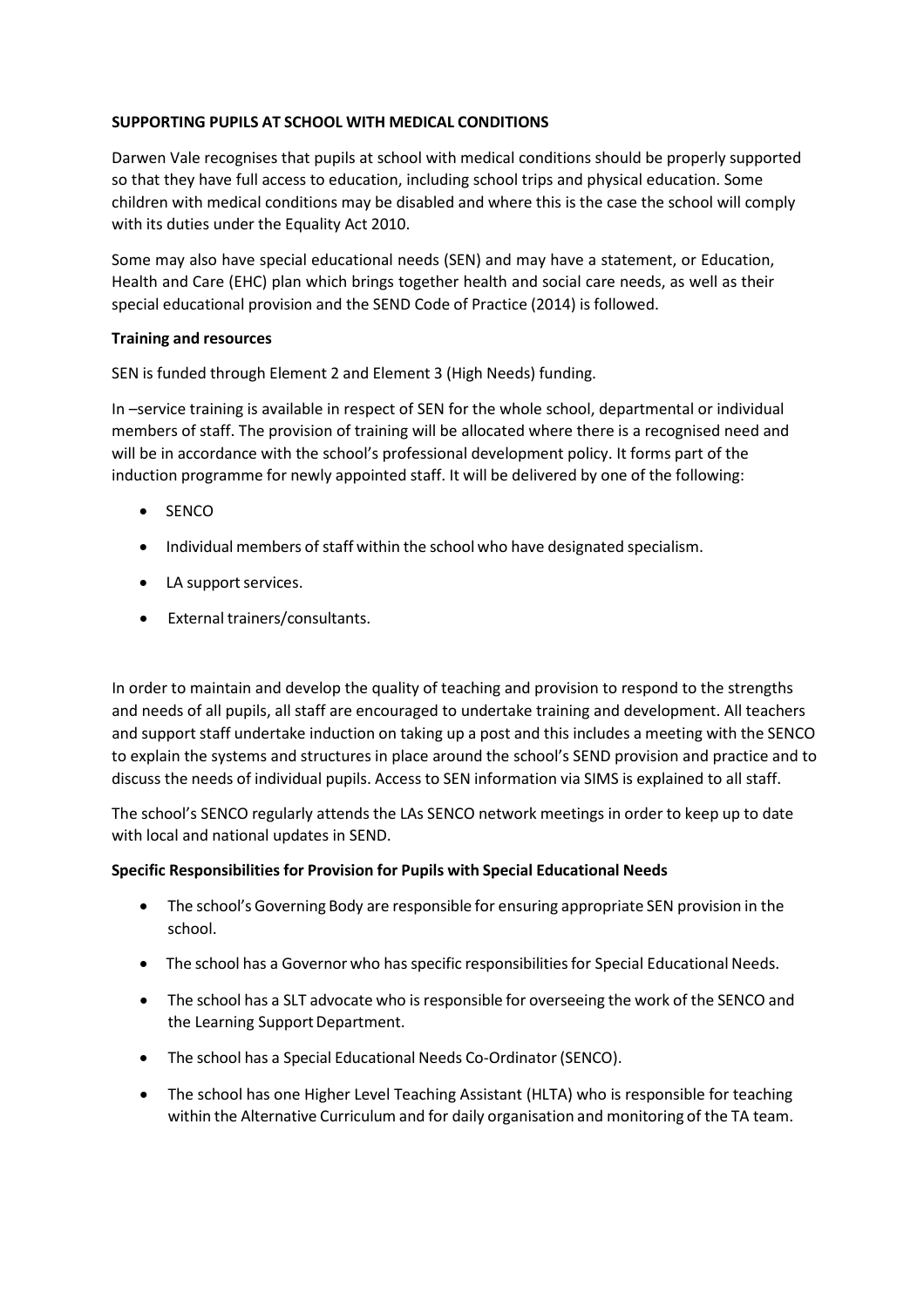**SUPPORTING PUPILS AT SCHOOL WITH MEDICAL CONDITIONS**

Darwen Vale recognises that pupils at school with medical conditions should be properly supported so that they have full access to education, including school trips and physical education. Some children with medical conditions may be disabled and where this is the case the school will comply with its duties under the Equality Act 2010.

Some may also have special educational needs (SEN) and may have a statement, or Education, Health and Care (EHC) plan which brings together health and social care needs, as well as their special educational provision and the SEND Code of Practice (2014) is followed.

**Training and resources**

SEN is funded through Element 2 and Element 3 (High Needs) funding.

In –service training is available in respect of SEN for the whole school, departmental or individual members of staff. The provision of training will be allocated where there is a recognised need and will be in accordance with the school's professional development policy. It forms part of the induction programme for newly appointed staff. It will be delivered by one of the following:

- SENCO
- Individual members of staff within the school who have designated specialism.
- LA support services.
- External trainers/consultants.

In order to maintain and develop the quality of teaching and provision to respond to the strengths and needs of all pupils, all staff are encouraged to undertake training and development. All teachers and support staff undertake induction on taking up a post and this includes a meeting with the SENCO to explain the systems and structures in place around the school's SEND provision and practice and to discuss the needs of individual pupils. Access to SEN information via SIMS is explained to all staff.

The school's SENCO regularly attends the LAs SENCO network meetings in order to keep up to date with local and national updates in SEND.

**Specific Responsibilities for Provision for Pupils with Special Educational Needs**

- The school's Governing Body are responsible for ensuring appropriate SEN provision in the school.
- The school has a Governor who has specific responsibilities for Special Educational Needs.
- The school has a SLT advocate who is responsible for overseeing the work of the SENCO and the Learning Support Department.
- The school has a Special Educational Needs Co-Ordinator (SENCO).
- The school has one Higher Level Teaching Assistant (HLTA) who is responsible for teaching within the Alternative Curriculum and for daily organisation and monitoring of the TA team.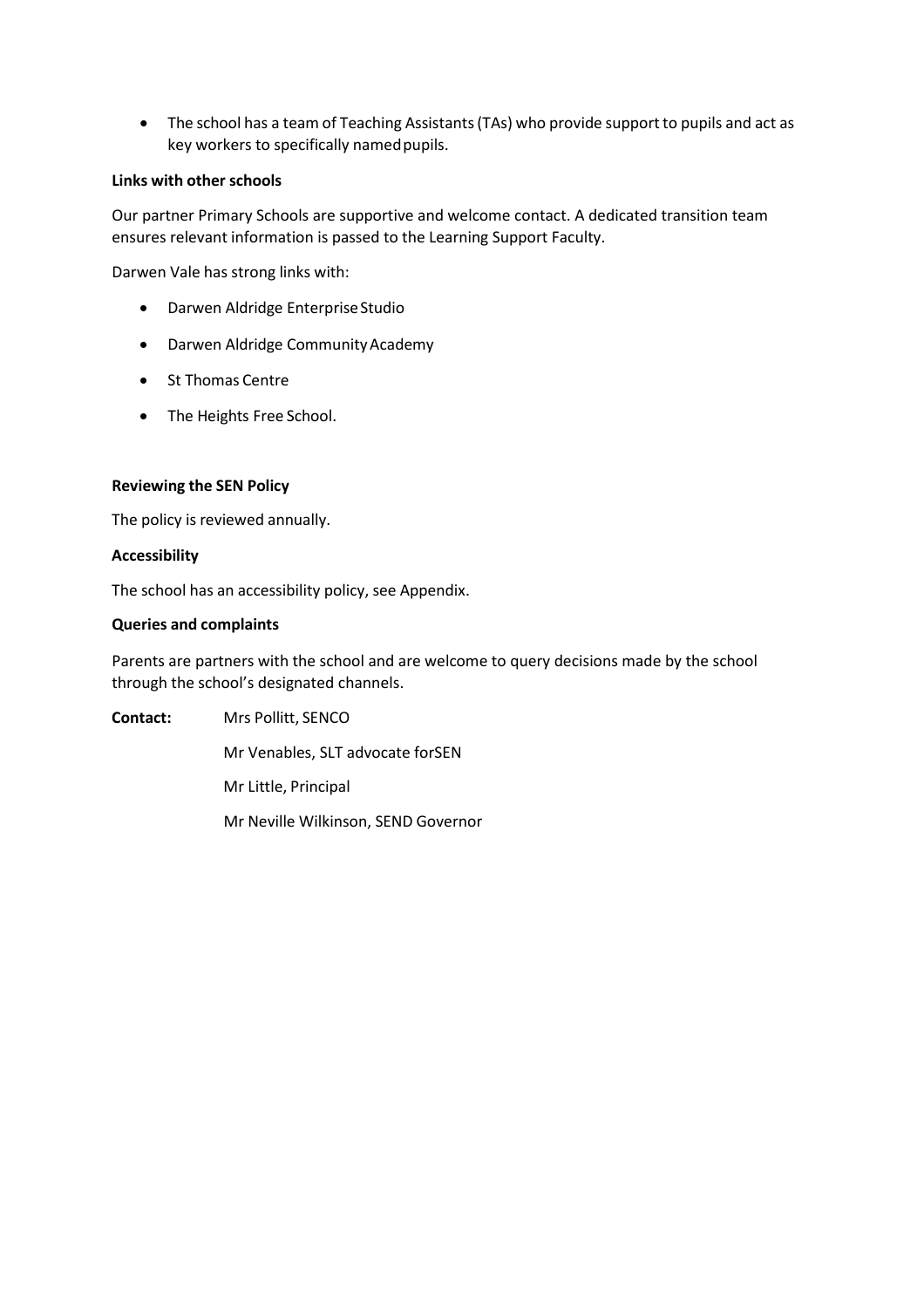- The school has a team of Teaching Assistants (TAs) who provide support to pupils and act as key workers to specifically named pupils.

**Links with other schools**

Our partner Primary Schools are supportive and welcome contact. A dedicated transition team ensures relevant information is passed to the Learning Support Faculty.

Darwen Vale has strong links with:

- Darwen Aldridge Enterprise Studio
- Darwen Aldridge Community Academy
- St Thomas Centre
- The Heights Free School.

**Reviewing the SEN Policy**

The policy is reviewed annually.

**Accessibility**

The school has an accessibility policy, see Appendix.

**Queries and complaints**

Parents are partners with the school and are welcome to query decisions made by the school through the school's designated channels.

**Contact:** Mrs Pollitt, SENCO

Mr Venables, SLT advocate forSEN

Mr Little, Principal

Mr Neville Wilkinson, SEND Governor